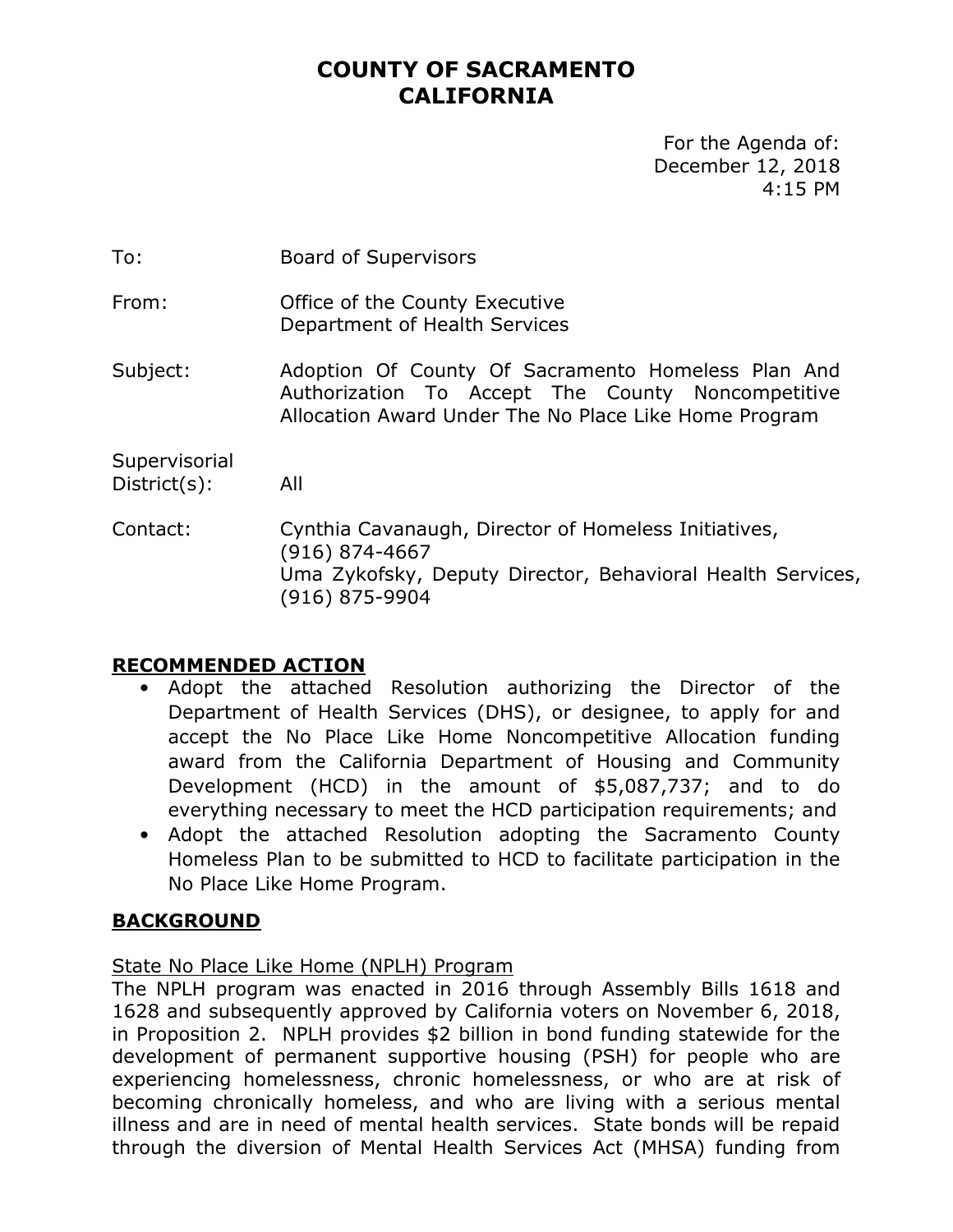# COUNTY OF SACRAMENTO
# CALIFORNIA

For the Agenda of:
December 12, 2018
4:15 PM

To: Board of Supervisors

From: Office of the County Executive
Department of Health Services

Subject: Adoption Of County Of Sacramento Homeless Plan And Authorization To Accept The County Noncompetitive Allocation Award Under The No Place Like Home Program

Supervisorial District(s): All

Contact: Cynthia Cavanaugh, Director of Homeless Initiatives, (916) 874-4667
Uma Zykofsky, Deputy Director, Behavioral Health Services, (916) 875-9904

## RECOMMENDED ACTION

- Adopt the attached Resolution authorizing the Director of the Department of Health Services (DHS), or designee, to apply for and accept the No Place Like Home Noncompetitive Allocation funding award from the California Department of Housing and Community Development (HCD) in the amount of $5,087,737; and to do everything necessary to meet the HCD participation requirements; and
- Adopt the attached Resolution adopting the Sacramento County Homeless Plan to be submitted to HCD to facilitate participation in the No Place Like Home Program.

## BACKGROUND

State No Place Like Home (NPLH) Program

The NPLH program was enacted in 2016 through Assembly Bills 1618 and 1628 and subsequently approved by California voters on November 6, 2018, in Proposition 2. NPLH provides $2 billion in bond funding statewide for the development of permanent supportive housing (PSH) for people who are experiencing homelessness, chronic homelessness, or who are at risk of becoming chronically homeless, and who are living with a serious mental illness and are in need of mental health services. State bonds will be repaid through the diversion of Mental Health Services Act (MHSA) funding from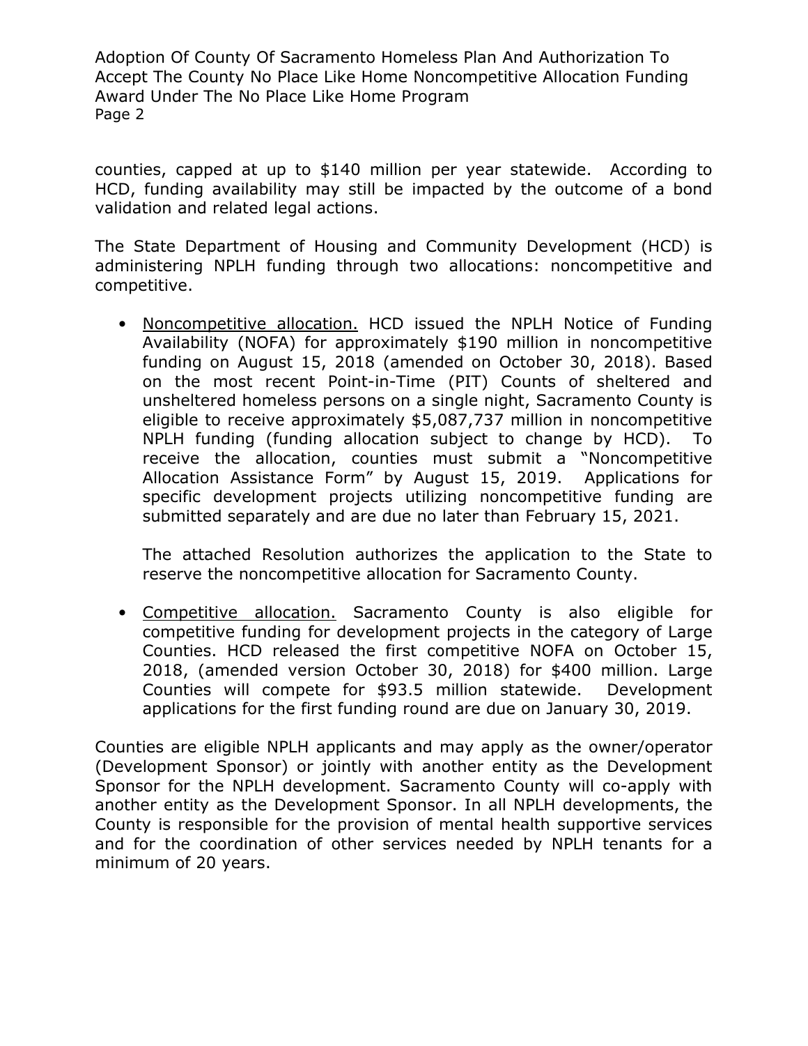counties, capped at up to $140 million per year statewide. According to HCD, funding availability may still be impacted by the outcome of a bond validation and related legal actions.

The State Department of Housing and Community Development (HCD) is administering NPLH funding through two allocations: noncompetitive and competitive.

- Noncompetitive allocation. HCD issued the NPLH Notice of Funding Availability (NOFA) for approximately $190 million in noncompetitive funding on August 15, 2018 (amended on October 30, 2018). Based on the most recent Point-in-Time (PIT) Counts of sheltered and unsheltered homeless persons on a single night, Sacramento County is eligible to receive approximately $5,087,737 million in noncompetitive NPLH funding (funding allocation subject to change by HCD). To receive the allocation, counties must submit a "Noncompetitive Allocation Assistance Form" by August 15, 2019. Applications for specific development projects utilizing noncompetitive funding are submitted separately and are due no later than February 15, 2021.

  The attached Resolution authorizes the application to the State to reserve the noncompetitive allocation for Sacramento County.

- Competitive allocation. Sacramento County is also eligible for competitive funding for development projects in the category of Large Counties. HCD released the first competitive NOFA on October 15, 2018, (amended version October 30, 2018) for $400 million. Large Counties will compete for $93.5 million statewide. Development applications for the first funding round are due on January 30, 2019.

Counties are eligible NPLH applicants and may apply as the owner/operator (Development Sponsor) or jointly with another entity as the Development Sponsor for the NPLH development. Sacramento County will co-apply with another entity as the Development Sponsor. In all NPLH developments, the County is responsible for the provision of mental health supportive services and for the coordination of other services needed by NPLH tenants for a minimum of 20 years.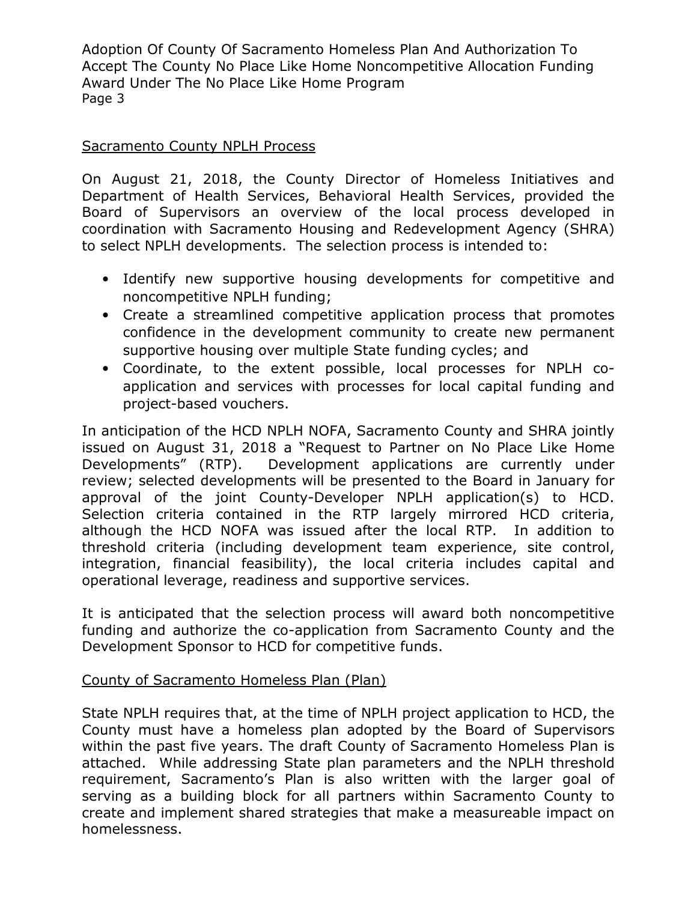## Sacramento County NPLH Process

On August 21, 2018, the County Director of Homeless Initiatives and Department of Health Services, Behavioral Health Services, provided the Board of Supervisors an overview of the local process developed in coordination with Sacramento Housing and Redevelopment Agency (SHRA) to select NPLH developments. The selection process is intended to:

- Identify new supportive housing developments for competitive and noncompetitive NPLH funding;
- Create a streamlined competitive application process that promotes confidence in the development community to create new permanent supportive housing over multiple State funding cycles; and
- Coordinate, to the extent possible, local processes for NPLH co-application and services with processes for local capital funding and project-based vouchers.

In anticipation of the HCD NPLH NOFA, Sacramento County and SHRA jointly issued on August 31, 2018 a "Request to Partner on No Place Like Home Developments" (RTP). Development applications are currently under review; selected developments will be presented to the Board in January for approval of the joint County-Developer NPLH application(s) to HCD. Selection criteria contained in the RTP largely mirrored HCD criteria, although the HCD NOFA was issued after the local RTP. In addition to threshold criteria (including development team experience, site control, integration, financial feasibility), the local criteria includes capital and operational leverage, readiness and supportive services.

It is anticipated that the selection process will award both noncompetitive funding and authorize the co-application from Sacramento County and the Development Sponsor to HCD for competitive funds.

## County of Sacramento Homeless Plan (Plan)

State NPLH requires that, at the time of NPLH project application to HCD, the County must have a homeless plan adopted by the Board of Supervisors within the past five years. The draft County of Sacramento Homeless Plan is attached. While addressing State plan parameters and the NPLH threshold requirement, Sacramento's Plan is also written with the larger goal of serving as a building block for all partners within Sacramento County to create and implement shared strategies that make a measureable impact on homelessness.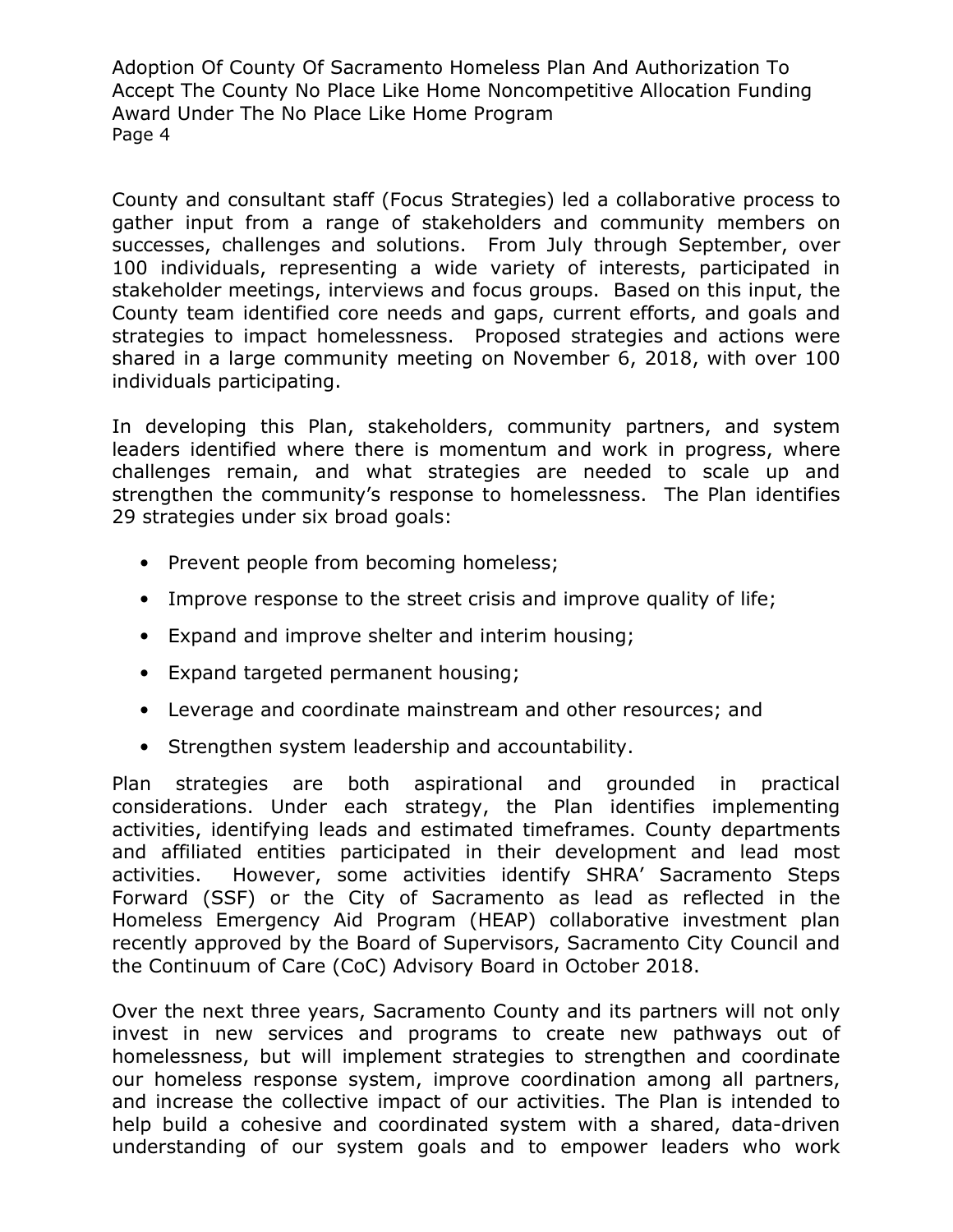County and consultant staff (Focus Strategies) led a collaborative process to gather input from a range of stakeholders and community members on successes, challenges and solutions. From July through September, over 100 individuals, representing a wide variety of interests, participated in stakeholder meetings, interviews and focus groups. Based on this input, the County team identified core needs and gaps, current efforts, and goals and strategies to impact homelessness. Proposed strategies and actions were shared in a large community meeting on November 6, 2018, with over 100 individuals participating.

In developing this Plan, stakeholders, community partners, and system leaders identified where there is momentum and work in progress, where challenges remain, and what strategies are needed to scale up and strengthen the community's response to homelessness. The Plan identifies 29 strategies under six broad goals:

- Prevent people from becoming homeless;
- Improve response to the street crisis and improve quality of life;
- Expand and improve shelter and interim housing;
- Expand targeted permanent housing;
- Leverage and coordinate mainstream and other resources; and
- Strengthen system leadership and accountability.

Plan strategies are both aspirational and grounded in practical considerations. Under each strategy, the Plan identifies implementing activities, identifying leads and estimated timeframes. County departments and affiliated entities participated in their development and lead most activities. However, some activities identify SHRA' Sacramento Steps Forward (SSF) or the City of Sacramento as lead as reflected in the Homeless Emergency Aid Program (HEAP) collaborative investment plan recently approved by the Board of Supervisors, Sacramento City Council and the Continuum of Care (CoC) Advisory Board in October 2018.

Over the next three years, Sacramento County and its partners will not only invest in new services and programs to create new pathways out of homelessness, but will implement strategies to strengthen and coordinate our homeless response system, improve coordination among all partners, and increase the collective impact of our activities. The Plan is intended to help build a cohesive and coordinated system with a shared, data-driven understanding of our system goals and to empower leaders who work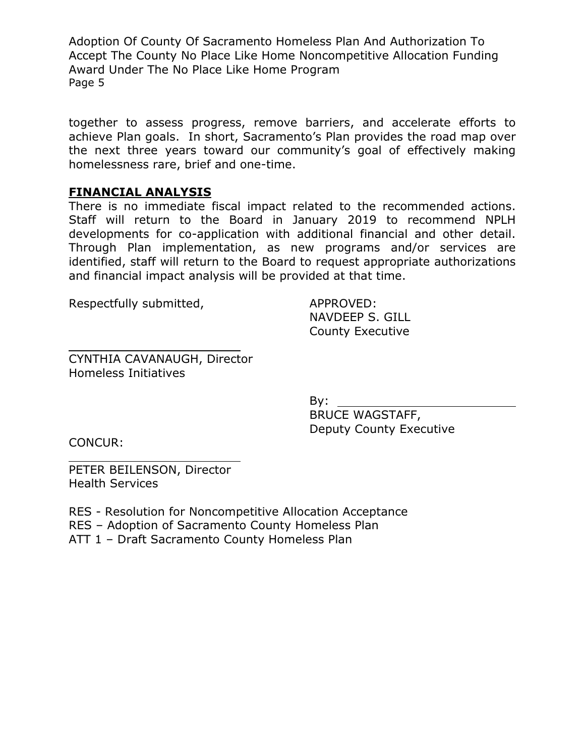together to assess progress, remove barriers, and accelerate efforts to achieve Plan goals. In short, Sacramento's Plan provides the road map over the next three years toward our community's goal of effectively making homelessness rare, brief and one-time.

## FINANCIAL ANALYSIS

There is no immediate fiscal impact related to the recommended actions. Staff will return to the Board in January 2019 to recommend NPLH developments for co-application with additional financial and other detail. Through Plan implementation, as new programs and/or services are identified, staff will return to the Board to request appropriate authorizations and financial impact analysis will be provided at that time.

Respectfully submitted,

APPROVED:
NAVDEEP S. GILL
County Executive

CYNTHIA CAVANAUGH, Director
Homeless Initiatives

By: \_\_\_\_\_\_\_\_\_\_\_\_\_\_\_\_\_\_\_\_\_\_\_\_
BRUCE WAGSTAFF,
Deputy County Executive

CONCUR:

PETER BEILENSON, Director
Health Services

RES - Resolution for Noncompetitive Allocation Acceptance
RES – Adoption of Sacramento County Homeless Plan
ATT 1 – Draft Sacramento County Homeless Plan